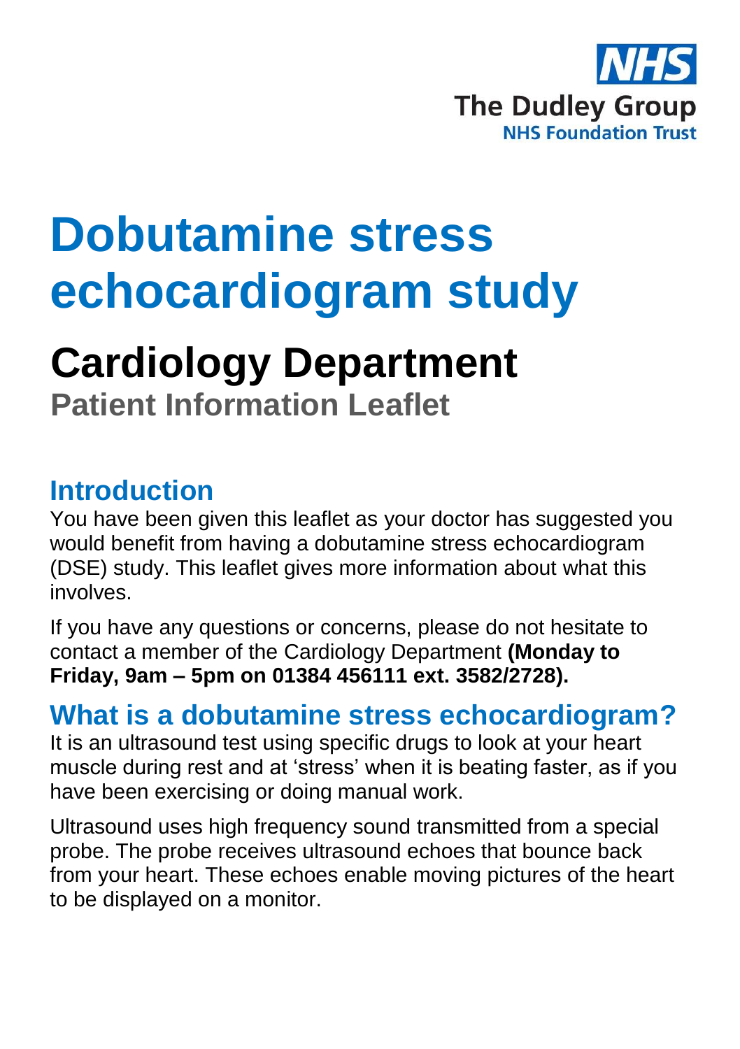NHS

The Dudley Group

NHS Foundation Trust

# Dobutamine stress echocardiogram study

## Cardiology Department

### Patient Information Leaflet

## Introduction

You have been given this leaflet as your doctor has suggested you would benefit from having a dobutamine stress echocardiogram (DSE) study. This leaflet gives more information about what this involves.

If you have any questions or concerns, please do not hesitate to contact a member of the Cardiology Department **(Monday to Friday, 9am – 5pm on 01384 456111 ext. 3582/2728).**

## What is a dobutamine stress echocardiogram?

It is an ultrasound test using specific drugs to look at your heart muscle during rest and at 'stress' when it is beating faster, as if you have been exercising or doing manual work.

Ultrasound uses high frequency sound transmitted from a special probe. The probe receives ultrasound echoes that bounce back from your heart. These echoes enable moving pictures of the heart to be displayed on a monitor.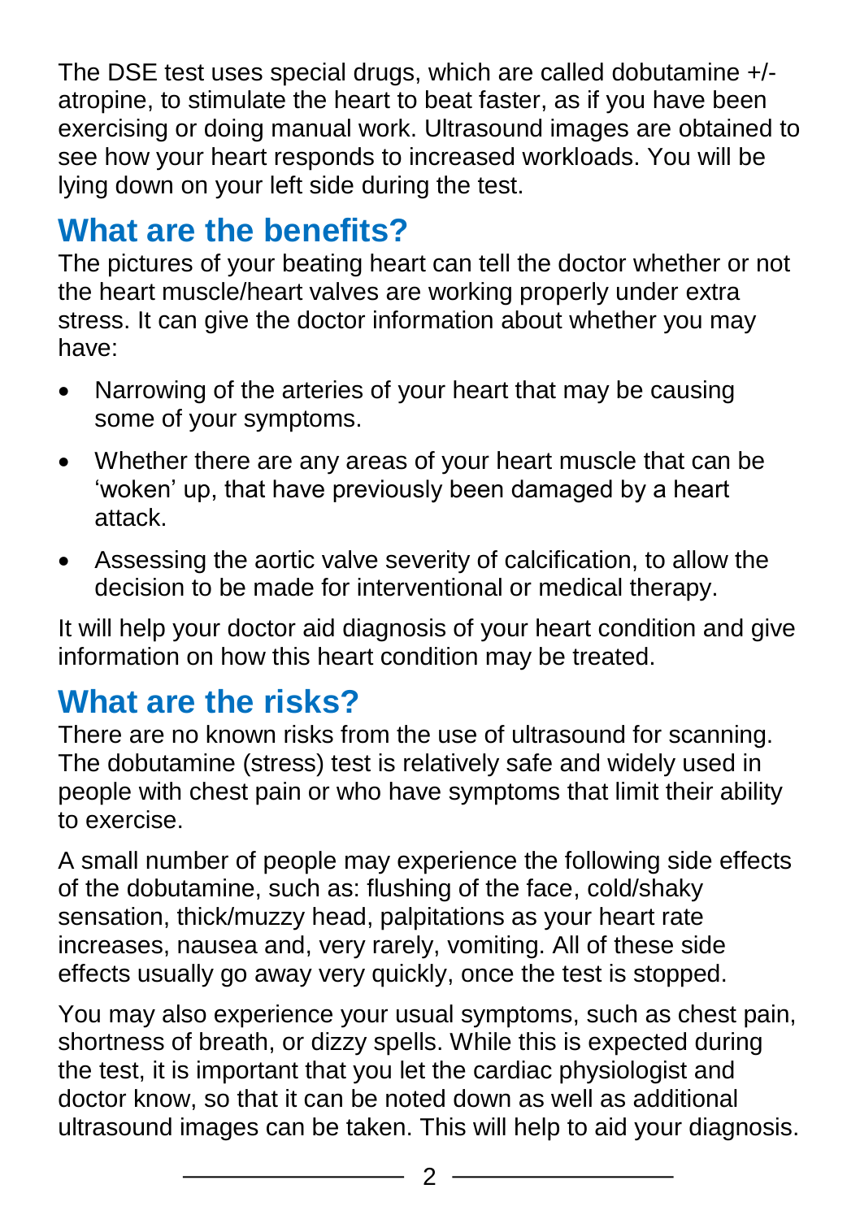The DSE test uses special drugs, which are called dobutamine +/- atropine, to stimulate the heart to beat faster, as if you have been exercising or doing manual work. Ultrasound images are obtained to see how your heart responds to increased workloads. You will be lying down on your left side during the test.

## What are the benefits?

The pictures of your beating heart can tell the doctor whether or not the heart muscle/heart valves are working properly under extra stress. It can give the doctor information about whether you may have:

- Narrowing of the arteries of your heart that may be causing some of your symptoms.
- Whether there are any areas of your heart muscle that can be 'woken' up, that have previously been damaged by a heart attack.
- Assessing the aortic valve severity of calcification, to allow the decision to be made for interventional or medical therapy.

It will help your doctor aid diagnosis of your heart condition and give information on how this heart condition may be treated.

## What are the risks?

There are no known risks from the use of ultrasound for scanning. The dobutamine (stress) test is relatively safe and widely used in people with chest pain or who have symptoms that limit their ability to exercise.

A small number of people may experience the following side effects of the dobutamine, such as: flushing of the face, cold/shaky sensation, thick/muzzy head, palpitations as your heart rate increases, nausea and, very rarely, vomiting. All of these side effects usually go away very quickly, once the test is stopped.

You may also experience your usual symptoms, such as chest pain, shortness of breath, or dizzy spells. While this is expected during the test, it is important that you let the cardiac physiologist and doctor know, so that it can be noted down as well as additional ultrasound images can be taken. This will help to aid your diagnosis.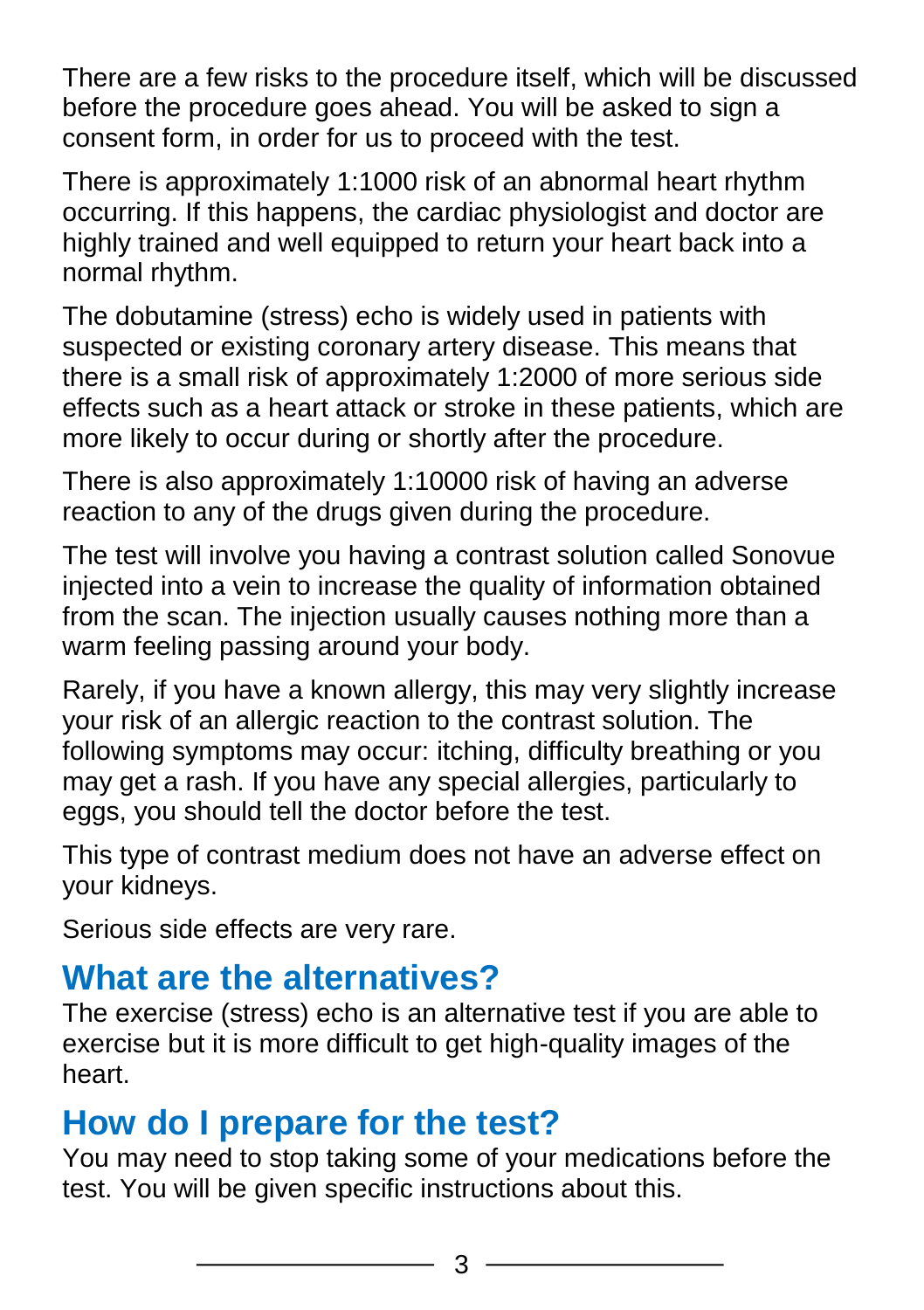There are a few risks to the procedure itself, which will be discussed before the procedure goes ahead. You will be asked to sign a consent form, in order for us to proceed with the test.

There is approximately 1:1000 risk of an abnormal heart rhythm occurring. If this happens, the cardiac physiologist and doctor are highly trained and well equipped to return your heart back into a normal rhythm.

The dobutamine (stress) echo is widely used in patients with suspected or existing coronary artery disease. This means that there is a small risk of approximately 1:2000 of more serious side effects such as a heart attack or stroke in these patients, which are more likely to occur during or shortly after the procedure.

There is also approximately 1:10000 risk of having an adverse reaction to any of the drugs given during the procedure.

The test will involve you having a contrast solution called Sonovue injected into a vein to increase the quality of information obtained from the scan. The injection usually causes nothing more than a warm feeling passing around your body.

Rarely, if you have a known allergy, this may very slightly increase your risk of an allergic reaction to the contrast solution. The following symptoms may occur: itching, difficulty breathing or you may get a rash. If you have any special allergies, particularly to eggs, you should tell the doctor before the test.

This type of contrast medium does not have an adverse effect on your kidneys.

Serious side effects are very rare.

## What are the alternatives?

The exercise (stress) echo is an alternative test if you are able to exercise but it is more difficult to get high-quality images of the heart.

## How do I prepare for the test?

You may need to stop taking some of your medications before the test. You will be given specific instructions about this.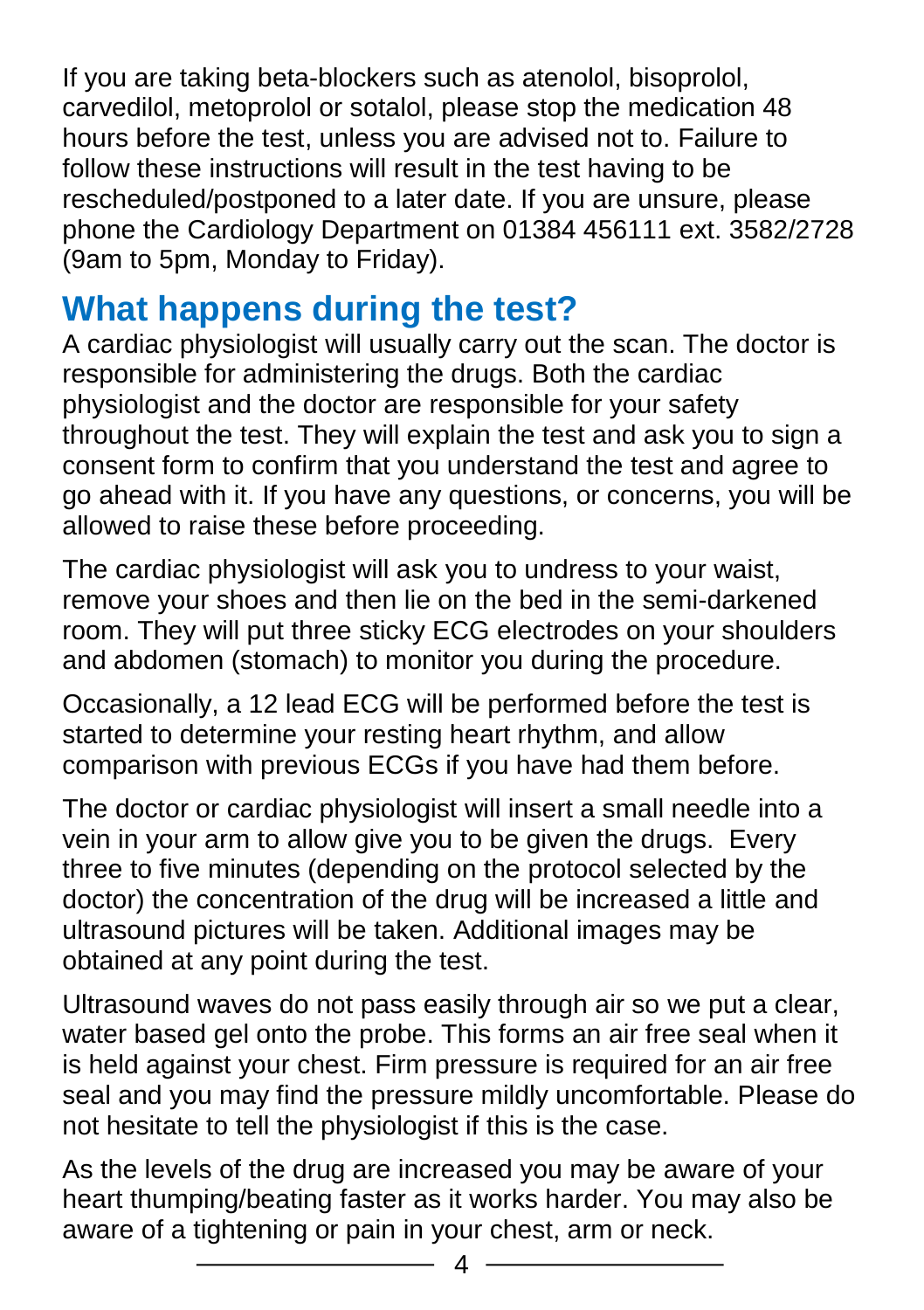If you are taking beta-blockers such as atenolol, bisoprolol, carvedilol, metoprolol or sotalol, please stop the medication 48 hours before the test, unless you are advised not to. Failure to follow these instructions will result in the test having to be rescheduled/postponed to a later date. If you are unsure, please phone the Cardiology Department on 01384 456111 ext. 3582/2728 (9am to 5pm, Monday to Friday).

## What happens during the test?

A cardiac physiologist will usually carry out the scan. The doctor is responsible for administering the drugs. Both the cardiac physiologist and the doctor are responsible for your safety throughout the test. They will explain the test and ask you to sign a consent form to confirm that you understand the test and agree to go ahead with it. If you have any questions, or concerns, you will be allowed to raise these before proceeding.

The cardiac physiologist will ask you to undress to your waist, remove your shoes and then lie on the bed in the semi-darkened room. They will put three sticky ECG electrodes on your shoulders and abdomen (stomach) to monitor you during the procedure.

Occasionally, a 12 lead ECG will be performed before the test is started to determine your resting heart rhythm, and allow comparison with previous ECGs if you have had them before.

The doctor or cardiac physiologist will insert a small needle into a vein in your arm to allow give you to be given the drugs. Every three to five minutes (depending on the protocol selected by the doctor) the concentration of the drug will be increased a little and ultrasound pictures will be taken. Additional images may be obtained at any point during the test.

Ultrasound waves do not pass easily through air so we put a clear, water based gel onto the probe. This forms an air free seal when it is held against your chest. Firm pressure is required for an air free seal and you may find the pressure mildly uncomfortable. Please do not hesitate to tell the physiologist if this is the case.

As the levels of the drug are increased you may be aware of your heart thumping/beating faster as it works harder. You may also be aware of a tightening or pain in your chest, arm or neck.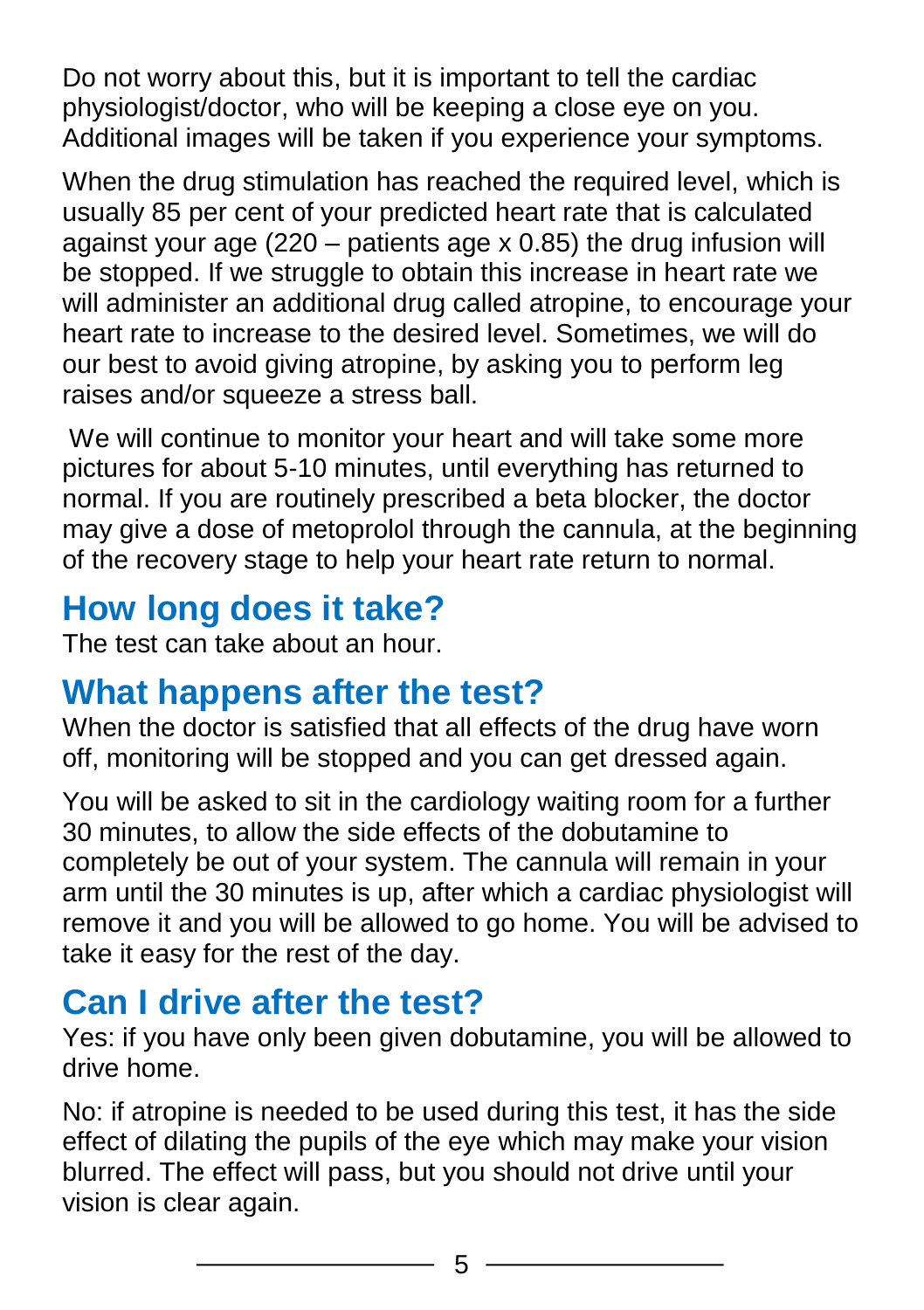Do not worry about this, but it is important to tell the cardiac physiologist/doctor, who will be keeping a close eye on you. Additional images will be taken if you experience your symptoms.

When the drug stimulation has reached the required level, which is usually 85 per cent of your predicted heart rate that is calculated against your age (220 – patients age x 0.85) the drug infusion will be stopped. If we struggle to obtain this increase in heart rate we will administer an additional drug called atropine, to encourage your heart rate to increase to the desired level. Sometimes, we will do our best to avoid giving atropine, by asking you to perform leg raises and/or squeeze a stress ball.

We will continue to monitor your heart and will take some more pictures for about 5-10 minutes, until everything has returned to normal. If you are routinely prescribed a beta blocker, the doctor may give a dose of metoprolol through the cannula, at the beginning of the recovery stage to help your heart rate return to normal.

## How long does it take?

The test can take about an hour.

## What happens after the test?

When the doctor is satisfied that all effects of the drug have worn off, monitoring will be stopped and you can get dressed again.

You will be asked to sit in the cardiology waiting room for a further 30 minutes, to allow the side effects of the dobutamine to completely be out of your system. The cannula will remain in your arm until the 30 minutes is up, after which a cardiac physiologist will remove it and you will be allowed to go home. You will be advised to take it easy for the rest of the day.

## Can I drive after the test?

Yes: if you have only been given dobutamine, you will be allowed to drive home.

No: if atropine is needed to be used during this test, it has the side effect of dilating the pupils of the eye which may make your vision blurred. The effect will pass, but you should not drive until your vision is clear again.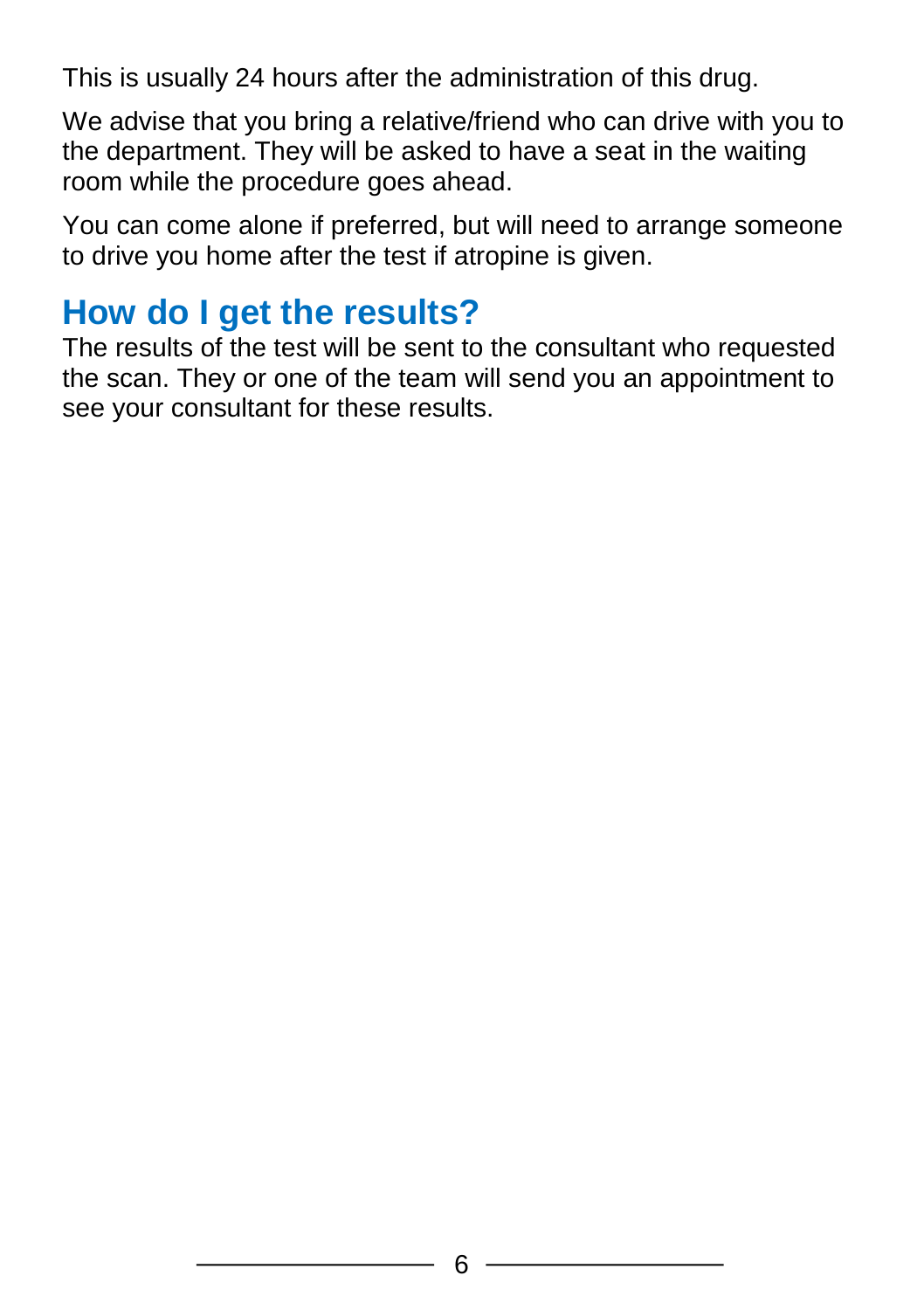This is usually 24 hours after the administration of this drug.

We advise that you bring a relative/friend who can drive with you to the department. They will be asked to have a seat in the waiting room while the procedure goes ahead.

You can come alone if preferred, but will need to arrange someone to drive you home after the test if atropine is given.

## How do I get the results?

The results of the test will be sent to the consultant who requested the scan. They or one of the team will send you an appointment to see your consultant for these results.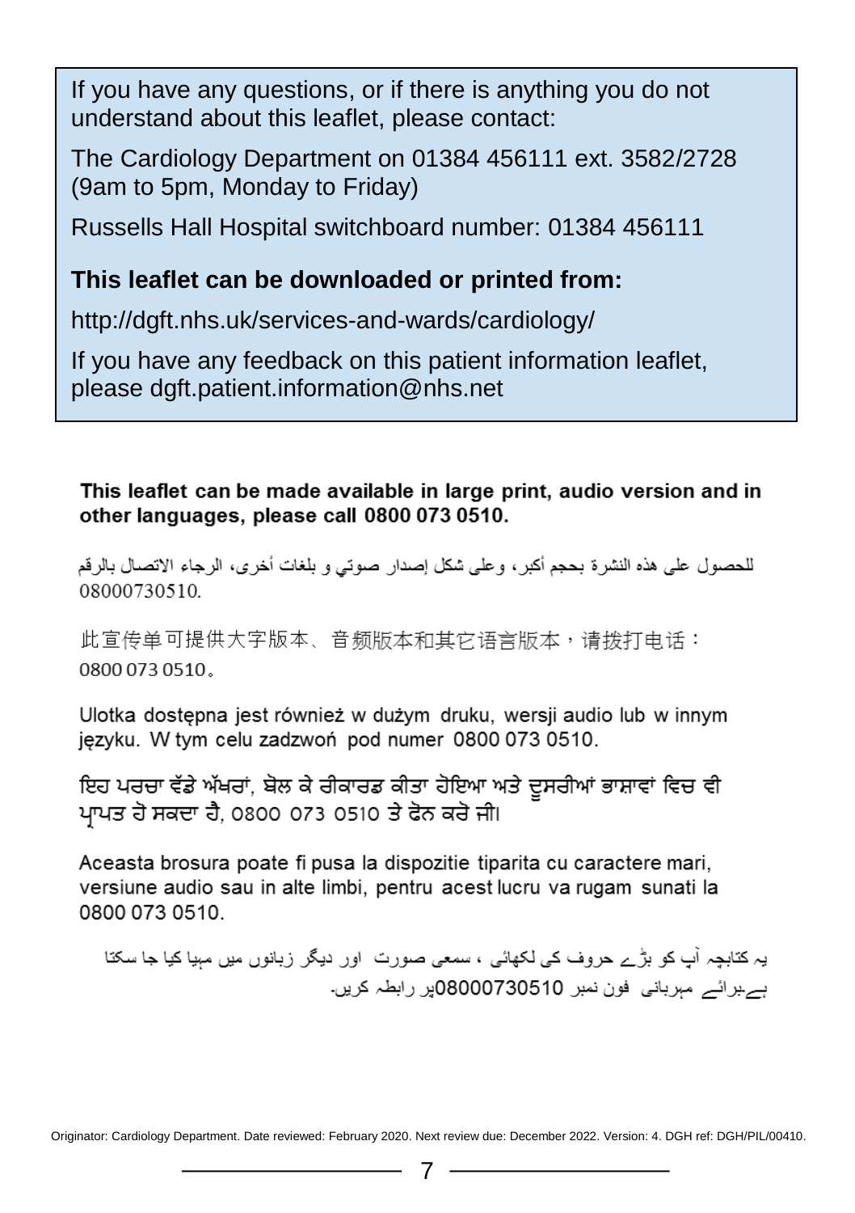If you have any questions, or if there is anything you do not understand about this leaflet, please contact:

The Cardiology Department on 01384 456111 ext. 3582/2728 (9am to 5pm, Monday to Friday)

Russells Hall Hospital switchboard number: 01384 456111

**This leaflet can be downloaded or printed from:**

http://dgft.nhs.uk/services-and-wards/cardiology/

If you have any feedback on this patient information leaflet, please dgft.patient.information@nhs.net

**This leaflet can be made available in large print, audio version and in other languages, please call 0800 073 0510.**

للحصول على هذه النشرة بحجم أكبر، وعلى شكل إصدار صوتي و بلغات أخرى، الرجاء الاتصال بالرقم 08000730510.

此宣传单可提供大字版本、音频版本和其它语言版本，请拨打电话：0800 073 0510。

Ulotka dostępna jest również w dużym druku, wersji audio lub w innym języku. W tym celu zadzwoń pod numer 0800 073 0510.

ਇਹ ਪਰਚਾ ਵੱਡੇ ਅੱਖਰਾਂ, ਬੋਲ ਕੇ ਰੀਕਾਰਡ ਕੀਤਾ ਹੋਇਆ ਅਤੇ ਦੂਸਰੀਆਂ ਭਾਸ਼ਾਵਾਂ ਵਿਚ ਵੀ ਪ੍ਰਾਪਤ ਹੋ ਸਕਦਾ ਹੈ, 0800 073 0510 ਤੇ ਫੋਨ ਕਰੋ ਜੀ।

Aceasta brosura poate fi pusa la dispozitie tiparita cu caractere mari, versiune audio sau in alte limbi, pentru acest lucru va rugam sunati la 0800 073 0510.

یہ کتابچہ آپ کو بڑے حروف کی لکھائی ، سمعی صورت اور دیگر زبانوں میں مہیا کیا جا سکتا ہے۔برائے مہربانی فون نمبر 08000730510پر رابطہ کریں۔

Originator: Cardiology Department. Date reviewed: February 2020. Next review due: December 2022. Version: 4. DGH ref: DGH/PIL/00410.